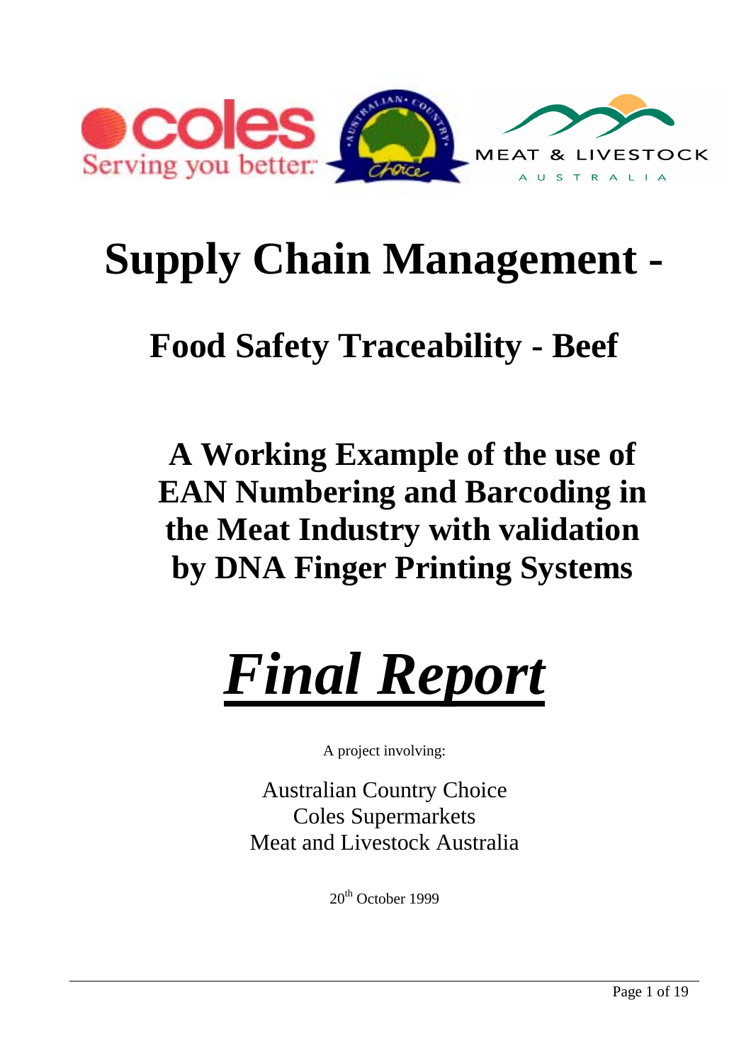# Supply Chain Management -

## Food Safety Traceability - Beef

## A Working Example of the use of EAN Numbering and Barcoding in the Meat Industry with validation by DNA Finger Printing Systems

# ***Final Report***

A project involving:

Australian Country Choice
Coles Supermarkets
Meat and Livestock Australia

20th October 1999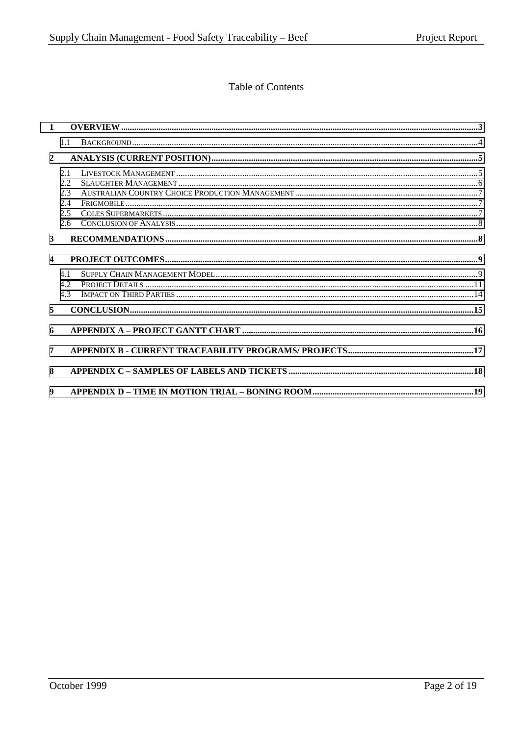# Table of Contents

- **1 OVERVIEW** ..... 3
  - 1.1 Background ..... 4
- **2 ANALYSIS (CURRENT POSITION)** ..... 5
  - 2.1 Livestock Management ..... 5
  - 2.2 Slaughter Management ..... 6
  - 2.3 Australian Country Choice Production Management ..... 7
  - 2.4 Frigmobile ..... 7
  - 2.5 Coles Supermarkets ..... 7
  - 2.6 Conclusion of Analysis ..... 8
- **3 RECOMMENDATIONS** ..... 8
- **4 PROJECT OUTCOMES** ..... 9
  - 4.1 Supply Chain Management Model ..... 9
  - 4.2 Project Details ..... 11
  - 4.3 Impact on Third Parties ..... 14
- **5 CONCLUSION** ..... 15
- **6 APPENDIX A – PROJECT GANTT CHART** ..... 16
- **7 APPENDIX B - CURRENT TRACEABILITY PROGRAMS/ PROJECTS** ..... 17
- **8 APPENDIX C – SAMPLES OF LABELS AND TICKETS** ..... 18
- **9 APPENDIX D – TIME IN MOTION TRIAL – BONING ROOM** ..... 19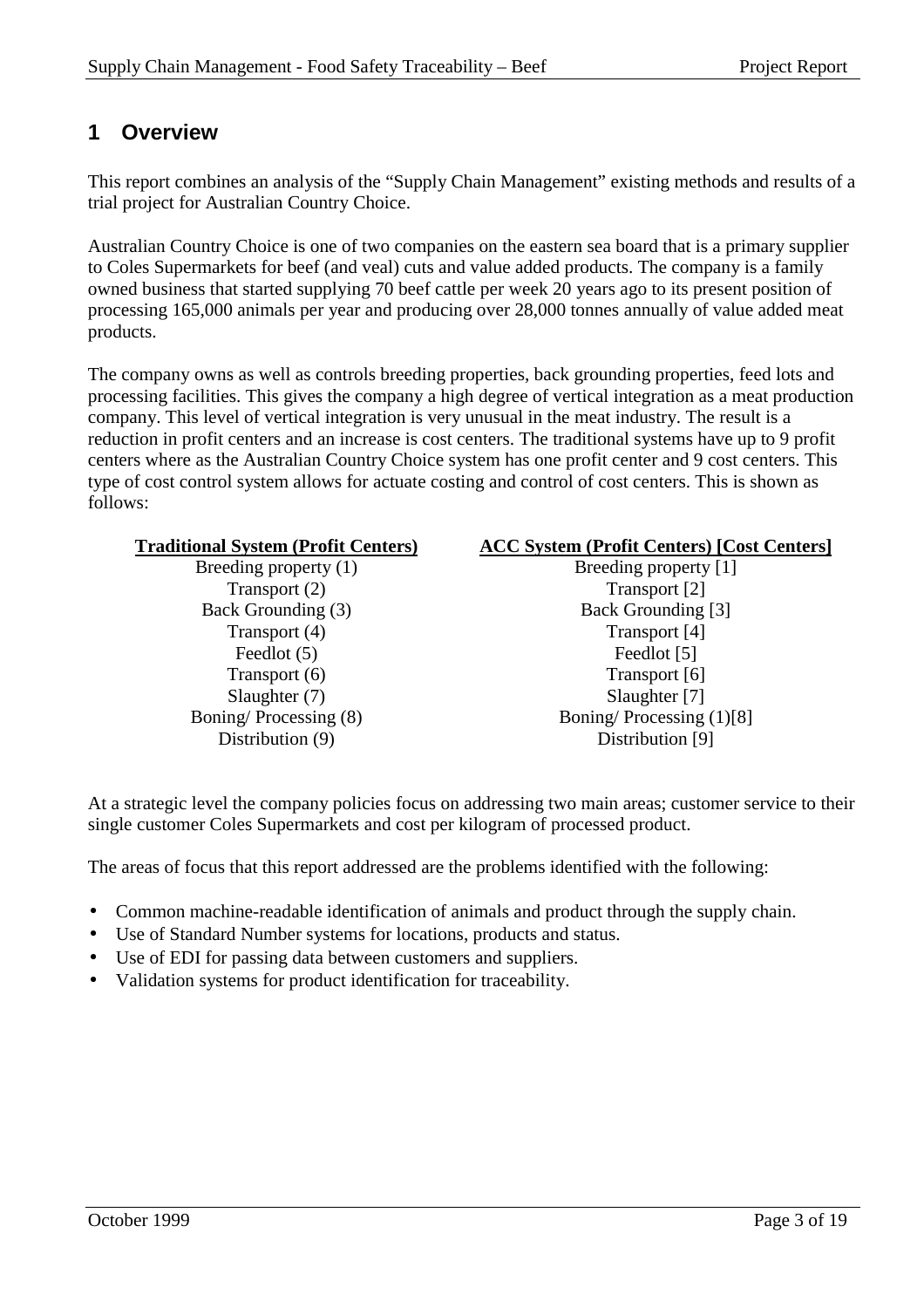# 1 Overview

This report combines an analysis of the "Supply Chain Management" existing methods and results of a trial project for Australian Country Choice.

Australian Country Choice is one of two companies on the eastern sea board that is a primary supplier to Coles Supermarkets for beef (and veal) cuts and value added products. The company is a family owned business that started supplying 70 beef cattle per week 20 years ago to its present position of processing 165,000 animals per year and producing over 28,000 tonnes annually of value added meat products.

The company owns as well as controls breeding properties, back grounding properties, feed lots and processing facilities. This gives the company a high degree of vertical integration as a meat production company. This level of vertical integration is very unusual in the meat industry. The result is a reduction in profit centers and an increase is cost centers. The traditional systems have up to 9 profit centers where as the Australian Country Choice system has one profit center and 9 cost centers. This type of cost control system allows for actuate costing and control of cost centers. This is shown as follows:

| Traditional System (Profit Centers) | ACC System (Profit Centers) [Cost Centers] |
|---|---|
| Breeding property (1) | Breeding property [1] |
| Transport (2) | Transport [2] |
| Back Grounding (3) | Back Grounding [3] |
| Transport (4) | Transport [4] |
| Feedlot (5) | Feedlot [5] |
| Transport (6) | Transport [6] |
| Slaughter (7) | Slaughter [7] |
| Boning/ Processing (8) | Boning/ Processing (1)[8] |
| Distribution (9) | Distribution [9] |

At a strategic level the company policies focus on addressing two main areas; customer service to their single customer Coles Supermarkets and cost per kilogram of processed product.

The areas of focus that this report addressed are the problems identified with the following:

- Common machine-readable identification of animals and product through the supply chain.
- Use of Standard Number systems for locations, products and status.
- Use of EDI for passing data between customers and suppliers.
- Validation systems for product identification for traceability.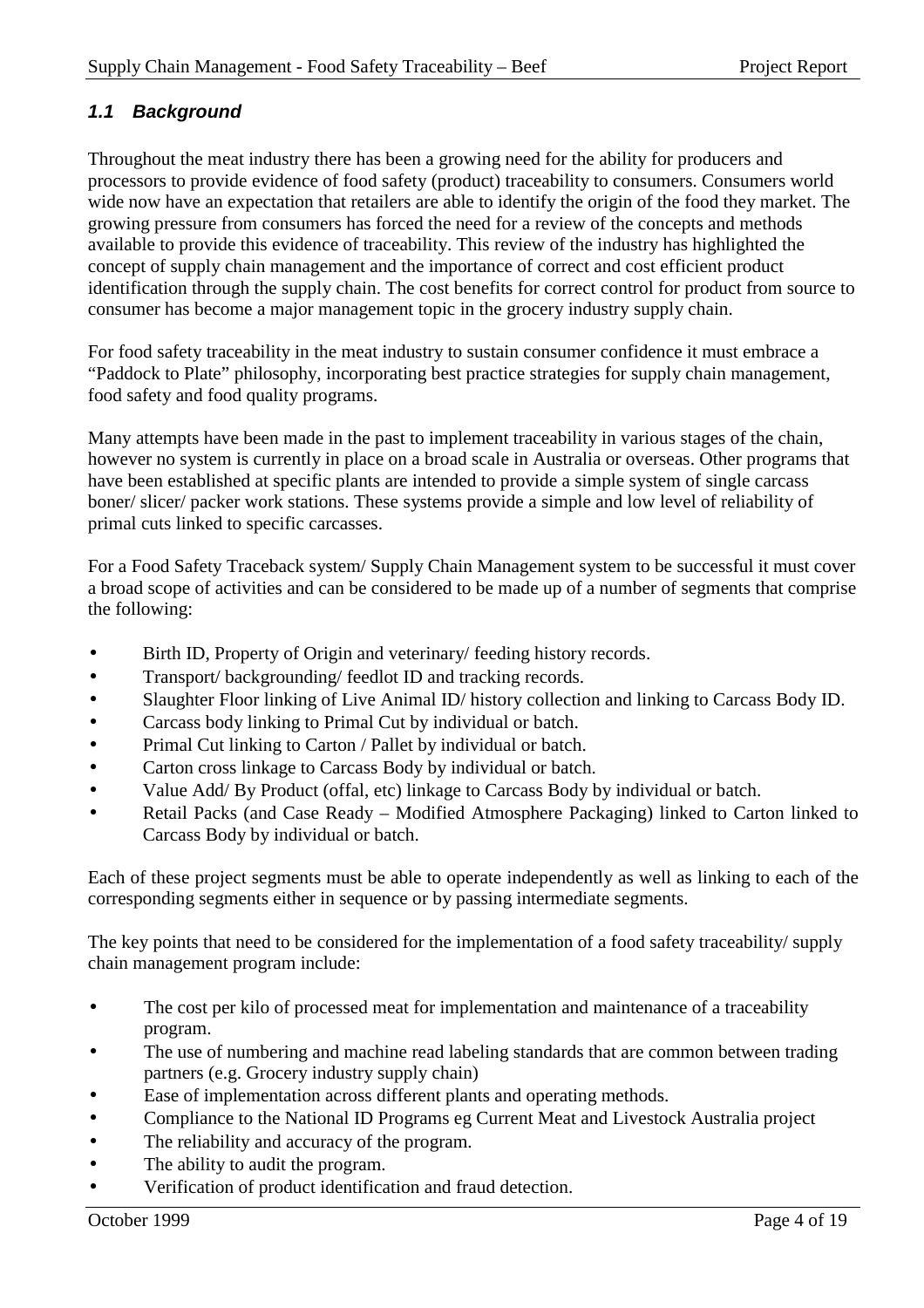### *1.1 Background*

Throughout the meat industry there has been a growing need for the ability for producers and processors to provide evidence of food safety (product) traceability to consumers. Consumers world wide now have an expectation that retailers are able to identify the origin of the food they market. The growing pressure from consumers has forced the need for a review of the concepts and methods available to provide this evidence of traceability. This review of the industry has highlighted the concept of supply chain management and the importance of correct and cost efficient product identification through the supply chain. The cost benefits for correct control for product from source to consumer has become a major management topic in the grocery industry supply chain.

For food safety traceability in the meat industry to sustain consumer confidence it must embrace a "Paddock to Plate" philosophy, incorporating best practice strategies for supply chain management, food safety and food quality programs.

Many attempts have been made in the past to implement traceability in various stages of the chain, however no system is currently in place on a broad scale in Australia or overseas. Other programs that have been established at specific plants are intended to provide a simple system of single carcass boner/ slicer/ packer work stations. These systems provide a simple and low level of reliability of primal cuts linked to specific carcasses.

For a Food Safety Traceback system/ Supply Chain Management system to be successful it must cover a broad scope of activities and can be considered to be made up of a number of segments that comprise the following:

- Birth ID, Property of Origin and veterinary/ feeding history records.
- Transport/ backgrounding/ feedlot ID and tracking records.
- Slaughter Floor linking of Live Animal ID/ history collection and linking to Carcass Body ID.
- Carcass body linking to Primal Cut by individual or batch.
- Primal Cut linking to Carton / Pallet by individual or batch.
- Carton cross linkage to Carcass Body by individual or batch.
- Value Add/ By Product (offal, etc) linkage to Carcass Body by individual or batch.
- Retail Packs (and Case Ready – Modified Atmosphere Packaging) linked to Carton linked to Carcass Body by individual or batch.

Each of these project segments must be able to operate independently as well as linking to each of the corresponding segments either in sequence or by passing intermediate segments.

The key points that need to be considered for the implementation of a food safety traceability/ supply chain management program include:

- The cost per kilo of processed meat for implementation and maintenance of a traceability program.
- The use of numbering and machine read labeling standards that are common between trading partners (e.g. Grocery industry supply chain)
- Ease of implementation across different plants and operating methods.
- Compliance to the National ID Programs eg Current Meat and Livestock Australia project
- The reliability and accuracy of the program.
- The ability to audit the program.
- Verification of product identification and fraud detection.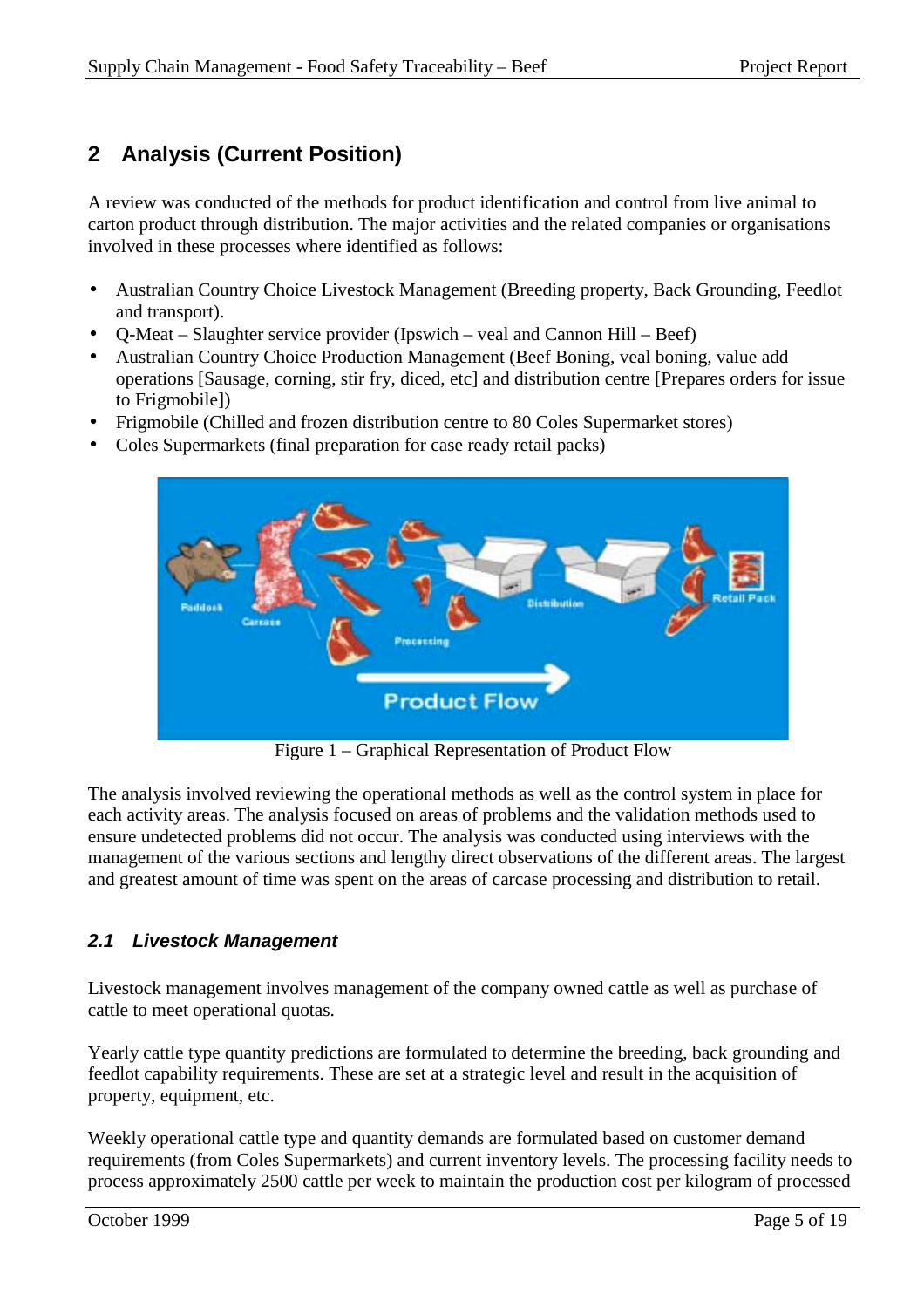## 2 Analysis (Current Position)

A review was conducted of the methods for product identification and control from live animal to carton product through distribution. The major activities and the related companies or organisations involved in these processes where identified as follows:

- Australian Country Choice Livestock Management (Breeding property, Back Grounding, Feedlot and transport).
- Q-Meat – Slaughter service provider (Ipswich – veal and Cannon Hill – Beef)
- Australian Country Choice Production Management (Beef Boning, veal boning, value add operations [Sausage, corning, stir fry, diced, etc] and distribution centre [Prepares orders for issue to Frigmobile])
- Frigmobile (Chilled and frozen distribution centre to 80 Coles Supermarket stores)
- Coles Supermarkets (final preparation for case ready retail packs)

Figure 1 – Graphical Representation of Product Flow

The analysis involved reviewing the operational methods as well as the control system in place for each activity areas. The analysis focused on areas of problems and the validation methods used to ensure undetected problems did not occur. The analysis was conducted using interviews with the management of the various sections and lengthy direct observations of the different areas. The largest and greatest amount of time was spent on the areas of carcase processing and distribution to retail.

### *2.1 Livestock Management*

Livestock management involves management of the company owned cattle as well as purchase of cattle to meet operational quotas.

Yearly cattle type quantity predictions are formulated to determine the breeding, back grounding and feedlot capability requirements. These are set at a strategic level and result in the acquisition of property, equipment, etc.

Weekly operational cattle type and quantity demands are formulated based on customer demand requirements (from Coles Supermarkets) and current inventory levels. The processing facility needs to process approximately 2500 cattle per week to maintain the production cost per kilogram of processed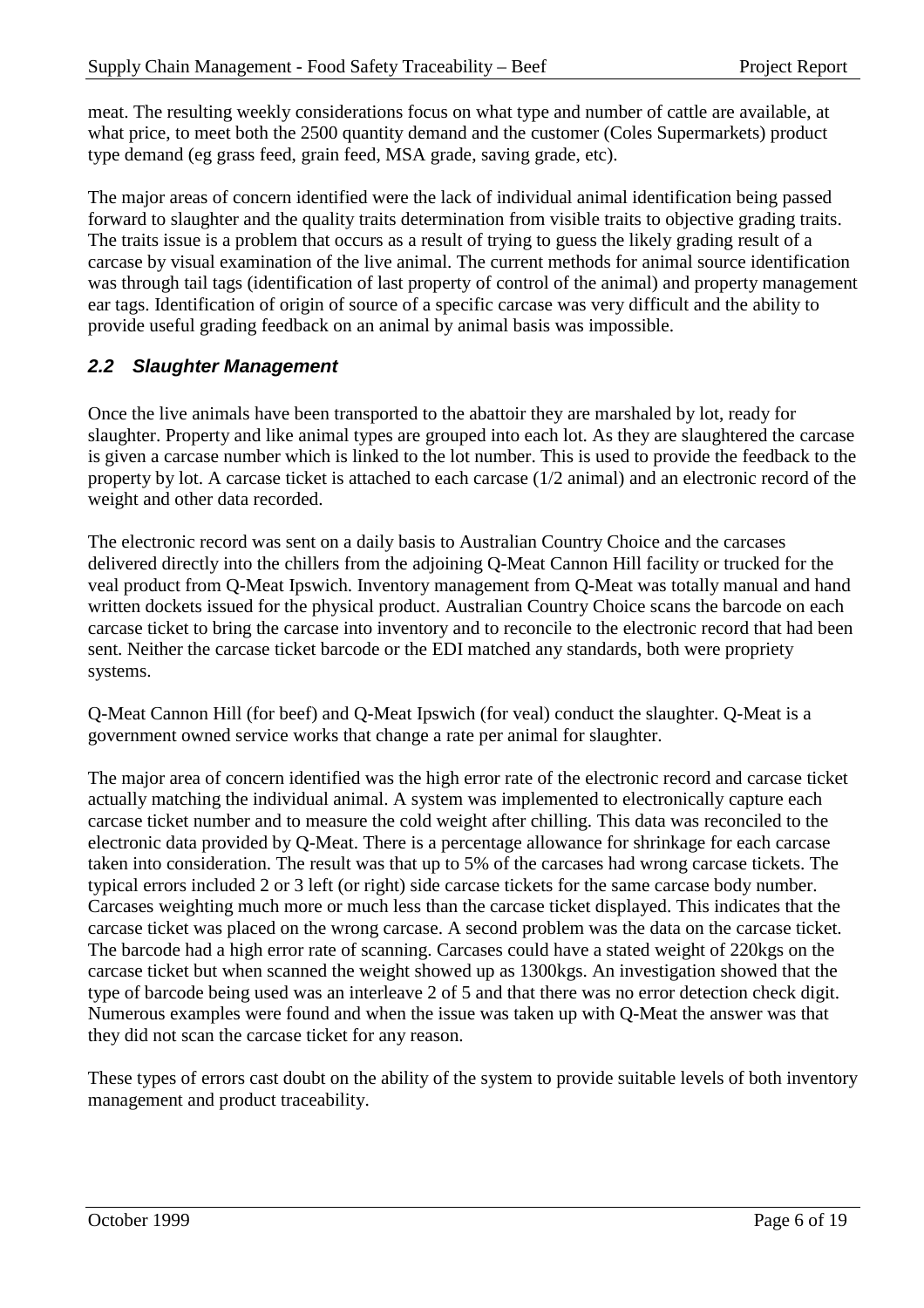meat. The resulting weekly considerations focus on what type and number of cattle are available, at what price, to meet both the 2500 quantity demand and the customer (Coles Supermarkets) product type demand (eg grass feed, grain feed, MSA grade, saving grade, etc).

The major areas of concern identified were the lack of individual animal identification being passed forward to slaughter and the quality traits determination from visible traits to objective grading traits. The traits issue is a problem that occurs as a result of trying to guess the likely grading result of a carcase by visual examination of the live animal. The current methods for animal source identification was through tail tags (identification of last property of control of the animal) and property management ear tags. Identification of origin of source of a specific carcase was very difficult and the ability to provide useful grading feedback on an animal by animal basis was impossible.

## *2.2 Slaughter Management*

Once the live animals have been transported to the abattoir they are marshaled by lot, ready for slaughter. Property and like animal types are grouped into each lot. As they are slaughtered the carcase is given a carcase number which is linked to the lot number. This is used to provide the feedback to the property by lot. A carcase ticket is attached to each carcase (1/2 animal) and an electronic record of the weight and other data recorded.

The electronic record was sent on a daily basis to Australian Country Choice and the carcases delivered directly into the chillers from the adjoining Q-Meat Cannon Hill facility or trucked for the veal product from Q-Meat Ipswich. Inventory management from Q-Meat was totally manual and hand written dockets issued for the physical product. Australian Country Choice scans the barcode on each carcase ticket to bring the carcase into inventory and to reconcile to the electronic record that had been sent. Neither the carcase ticket barcode or the EDI matched any standards, both were propriety systems.

Q-Meat Cannon Hill (for beef) and Q-Meat Ipswich (for veal) conduct the slaughter. Q-Meat is a government owned service works that change a rate per animal for slaughter.

The major area of concern identified was the high error rate of the electronic record and carcase ticket actually matching the individual animal. A system was implemented to electronically capture each carcase ticket number and to measure the cold weight after chilling. This data was reconciled to the electronic data provided by Q-Meat. There is a percentage allowance for shrinkage for each carcase taken into consideration. The result was that up to 5% of the carcases had wrong carcase tickets. The typical errors included 2 or 3 left (or right) side carcase tickets for the same carcase body number. Carcases weighting much more or much less than the carcase ticket displayed. This indicates that the carcase ticket was placed on the wrong carcase. A second problem was the data on the carcase ticket. The barcode had a high error rate of scanning. Carcases could have a stated weight of 220kgs on the carcase ticket but when scanned the weight showed up as 1300kgs. An investigation showed that the type of barcode being used was an interleave 2 of 5 and that there was no error detection check digit. Numerous examples were found and when the issue was taken up with Q-Meat the answer was that they did not scan the carcase ticket for any reason.

These types of errors cast doubt on the ability of the system to provide suitable levels of both inventory management and product traceability.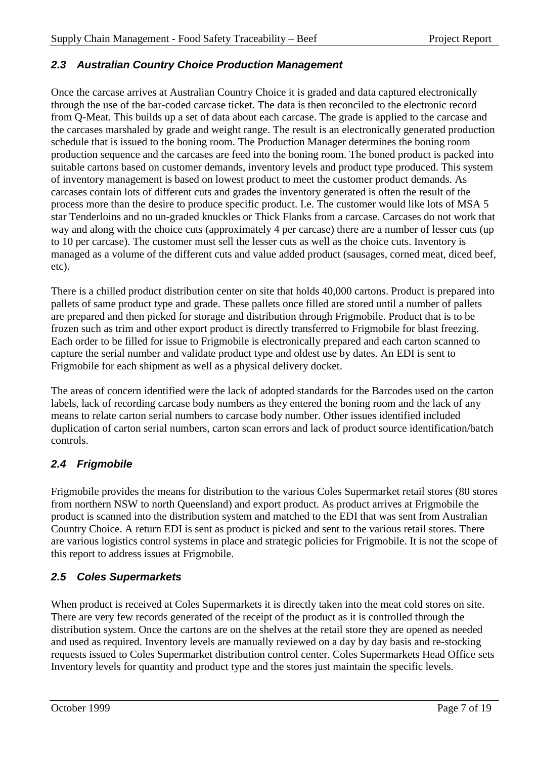### *2.3 Australian Country Choice Production Management*

Once the carcase arrives at Australian Country Choice it is graded and data captured electronically through the use of the bar-coded carcase ticket. The data is then reconciled to the electronic record from Q-Meat. This builds up a set of data about each carcase. The grade is applied to the carcase and the carcases marshaled by grade and weight range. The result is an electronically generated production schedule that is issued to the boning room. The Production Manager determines the boning room production sequence and the carcases are feed into the boning room. The boned product is packed into suitable cartons based on customer demands, inventory levels and product type produced. This system of inventory management is based on lowest product to meet the customer product demands. As carcases contain lots of different cuts and grades the inventory generated is often the result of the process more than the desire to produce specific product. I.e. The customer would like lots of MSA 5 star Tenderloins and no un-graded knuckles or Thick Flanks from a carcase. Carcases do not work that way and along with the choice cuts (approximately 4 per carcase) there are a number of lesser cuts (up to 10 per carcase). The customer must sell the lesser cuts as well as the choice cuts. Inventory is managed as a volume of the different cuts and value added product (sausages, corned meat, diced beef, etc).

There is a chilled product distribution center on site that holds 40,000 cartons. Product is prepared into pallets of same product type and grade. These pallets once filled are stored until a number of pallets are prepared and then picked for storage and distribution through Frigmobile. Product that is to be frozen such as trim and other export product is directly transferred to Frigmobile for blast freezing. Each order to be filled for issue to Frigmobile is electronically prepared and each carton scanned to capture the serial number and validate product type and oldest use by dates. An EDI is sent to Frigmobile for each shipment as well as a physical delivery docket.

The areas of concern identified were the lack of adopted standards for the Barcodes used on the carton labels, lack of recording carcase body numbers as they entered the boning room and the lack of any means to relate carton serial numbers to carcase body number. Other issues identified included duplication of carton serial numbers, carton scan errors and lack of product source identification/batch controls.

### *2.4 Frigmobile*

Frigmobile provides the means for distribution to the various Coles Supermarket retail stores (80 stores from northern NSW to north Queensland) and export product. As product arrives at Frigmobile the product is scanned into the distribution system and matched to the EDI that was sent from Australian Country Choice. A return EDI is sent as product is picked and sent to the various retail stores. There are various logistics control systems in place and strategic policies for Frigmobile. It is not the scope of this report to address issues at Frigmobile.

### *2.5 Coles Supermarkets*

When product is received at Coles Supermarkets it is directly taken into the meat cold stores on site. There are very few records generated of the receipt of the product as it is controlled through the distribution system. Once the cartons are on the shelves at the retail store they are opened as needed and used as required. Inventory levels are manually reviewed on a day by day basis and re-stocking requests issued to Coles Supermarket distribution control center. Coles Supermarkets Head Office sets Inventory levels for quantity and product type and the stores just maintain the specific levels.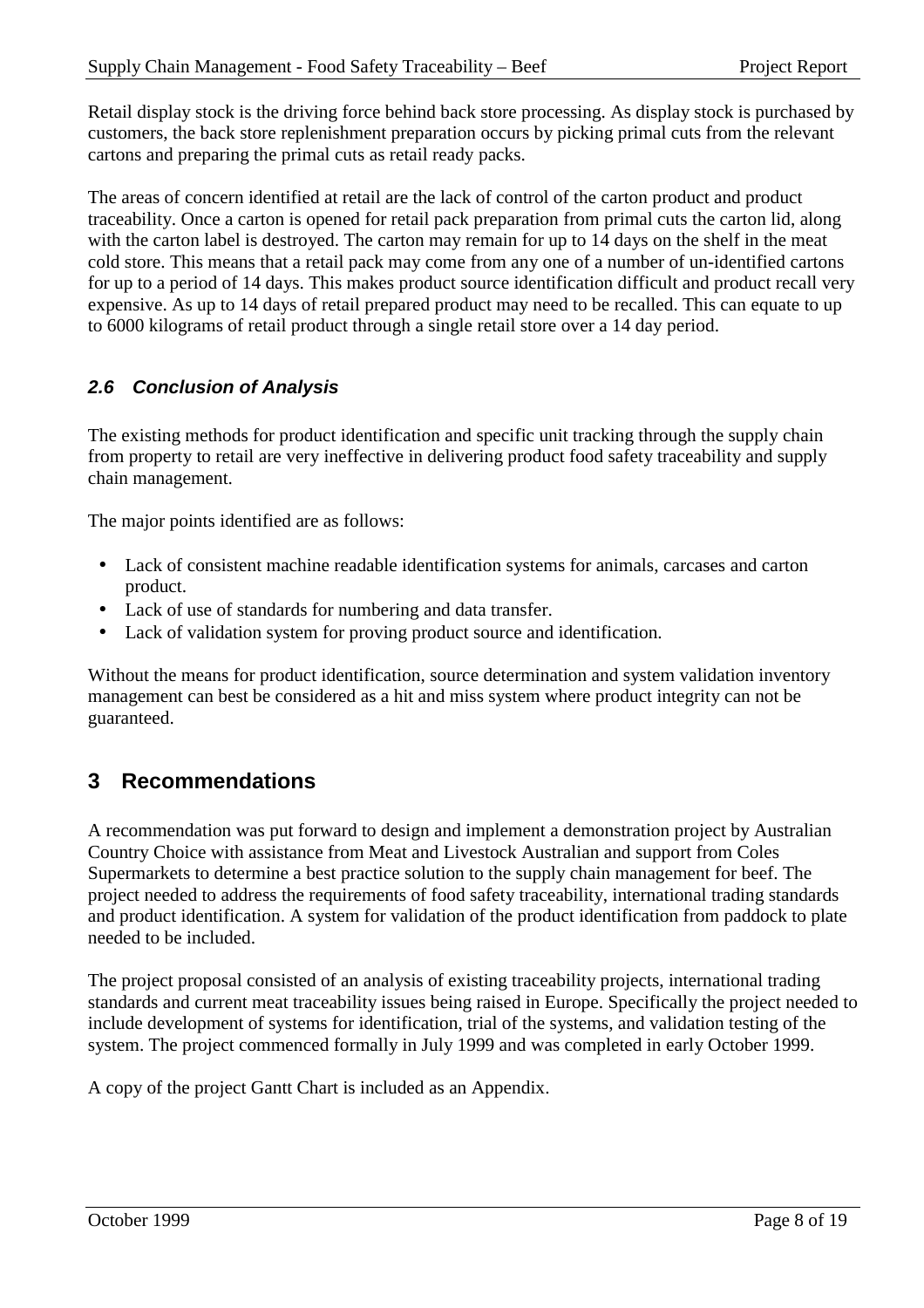Retail display stock is the driving force behind back store processing. As display stock is purchased by customers, the back store replenishment preparation occurs by picking primal cuts from the relevant cartons and preparing the primal cuts as retail ready packs.

The areas of concern identified at retail are the lack of control of the carton product and product traceability. Once a carton is opened for retail pack preparation from primal cuts the carton lid, along with the carton label is destroyed. The carton may remain for up to 14 days on the shelf in the meat cold store. This means that a retail pack may come from any one of a number of un-identified cartons for up to a period of 14 days. This makes product source identification difficult and product recall very expensive. As up to 14 days of retail prepared product may need to be recalled. This can equate to up to 6000 kilograms of retail product through a single retail store over a 14 day period.

### *2.6 Conclusion of Analysis*

The existing methods for product identification and specific unit tracking through the supply chain from property to retail are very ineffective in delivering product food safety traceability and supply chain management.

The major points identified are as follows:

- Lack of consistent machine readable identification systems for animals, carcases and carton product.
- Lack of use of standards for numbering and data transfer.
- Lack of validation system for proving product source and identification.

Without the means for product identification, source determination and system validation inventory management can best be considered as a hit and miss system where product integrity can not be guaranteed.

## 3 Recommendations

A recommendation was put forward to design and implement a demonstration project by Australian Country Choice with assistance from Meat and Livestock Australian and support from Coles Supermarkets to determine a best practice solution to the supply chain management for beef. The project needed to address the requirements of food safety traceability, international trading standards and product identification. A system for validation of the product identification from paddock to plate needed to be included.

The project proposal consisted of an analysis of existing traceability projects, international trading standards and current meat traceability issues being raised in Europe. Specifically the project needed to include development of systems for identification, trial of the systems, and validation testing of the system. The project commenced formally in July 1999 and was completed in early October 1999.

A copy of the project Gantt Chart is included as an Appendix.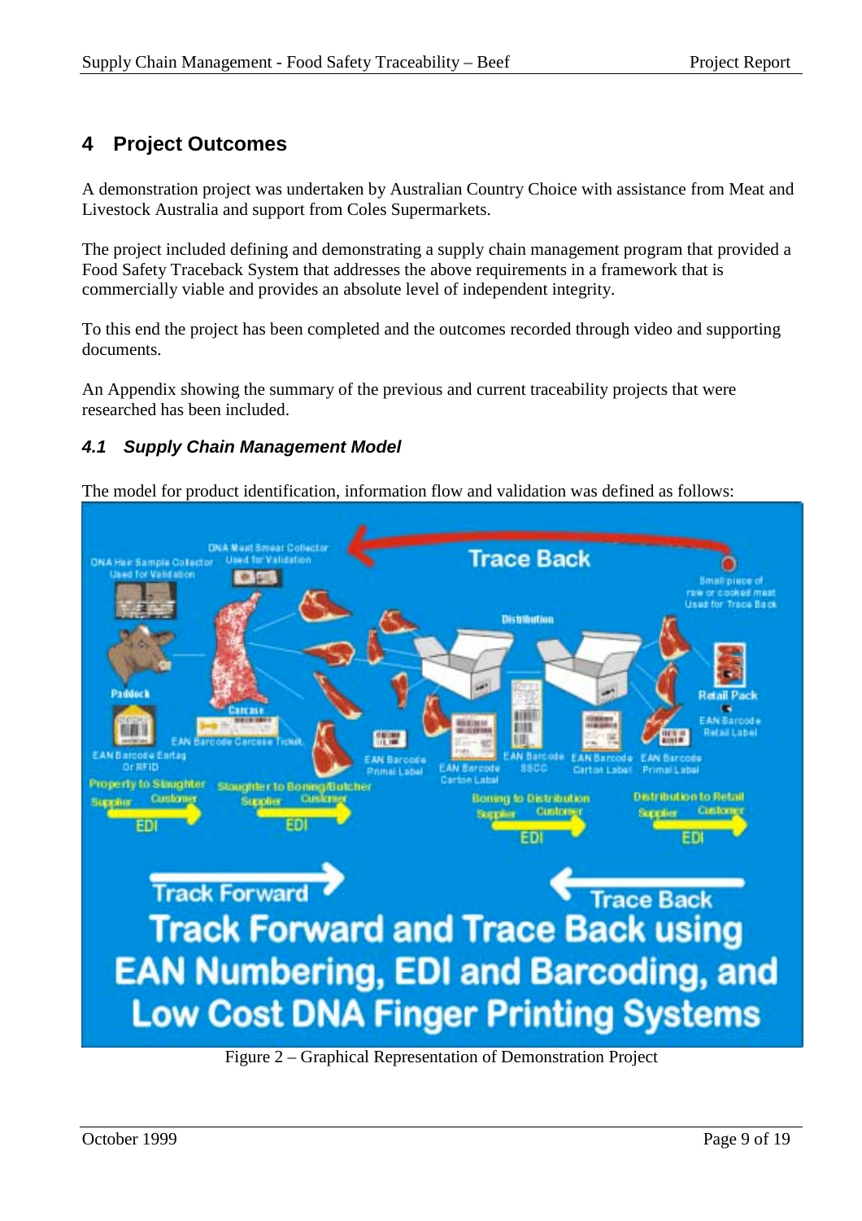# 4 Project Outcomes

A demonstration project was undertaken by Australian Country Choice with assistance from Meat and Livestock Australia and support from Coles Supermarkets.

The project included defining and demonstrating a supply chain management program that provided a Food Safety Traceback System that addresses the above requirements in a framework that is commercially viable and provides an absolute level of independent integrity.

To this end the project has been completed and the outcomes recorded through video and supporting documents.

An Appendix showing the summary of the previous and current traceability projects that were researched has been included.

## *4.1 Supply Chain Management Model*

The model for product identification, information flow and validation was defined as follows:

Figure 2 – Graphical Representation of Demonstration Project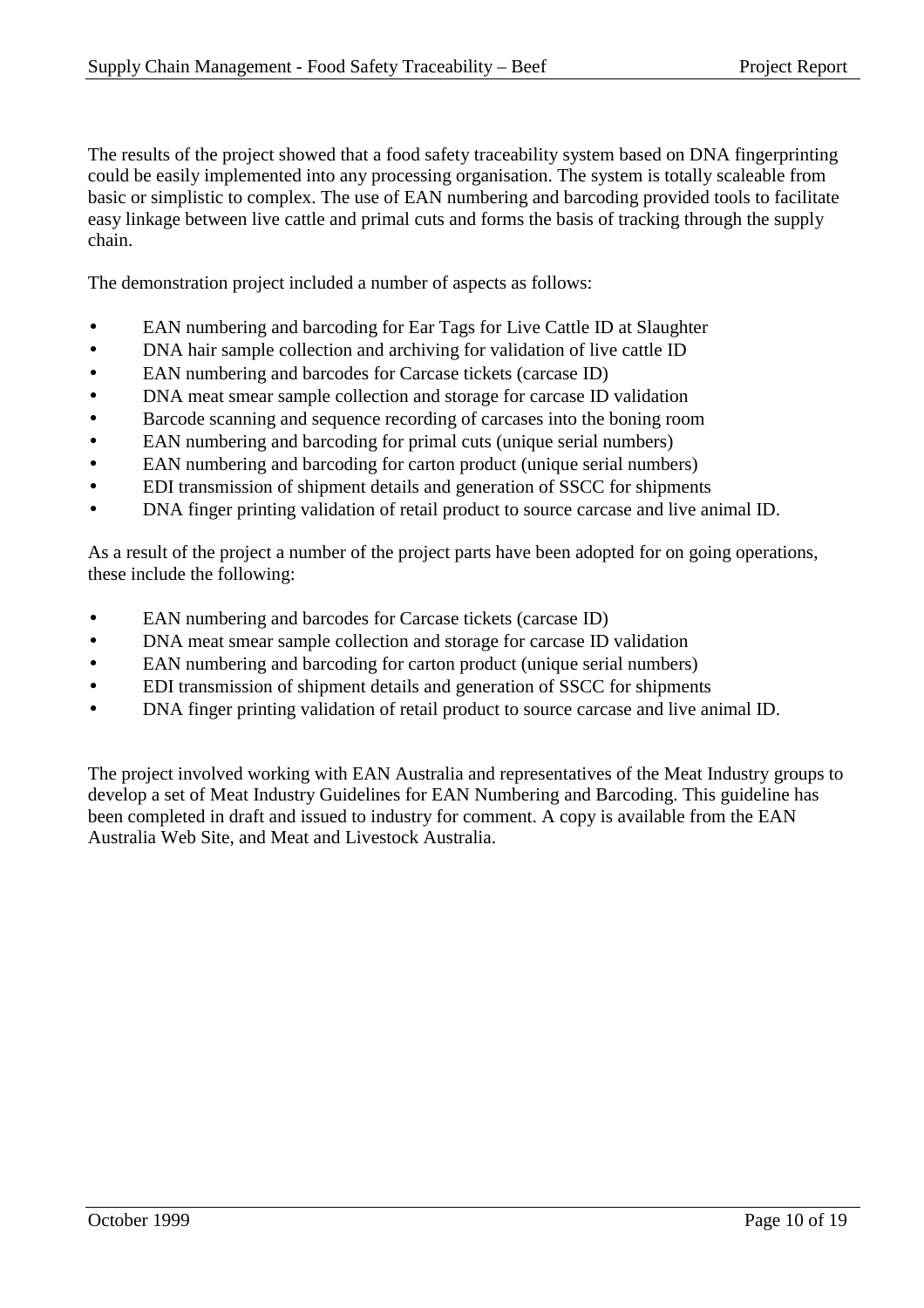The results of the project showed that a food safety traceability system based on DNA fingerprinting could be easily implemented into any processing organisation. The system is totally scaleable from basic or simplistic to complex. The use of EAN numbering and barcoding provided tools to facilitate easy linkage between live cattle and primal cuts and forms the basis of tracking through the supply chain.

The demonstration project included a number of aspects as follows:

- EAN numbering and barcoding for Ear Tags for Live Cattle ID at Slaughter
- DNA hair sample collection and archiving for validation of live cattle ID
- EAN numbering and barcodes for Carcase tickets (carcase ID)
- DNA meat smear sample collection and storage for carcase ID validation
- Barcode scanning and sequence recording of carcases into the boning room
- EAN numbering and barcoding for primal cuts (unique serial numbers)
- EAN numbering and barcoding for carton product (unique serial numbers)
- EDI transmission of shipment details and generation of SSCC for shipments
- DNA finger printing validation of retail product to source carcase and live animal ID.

As a result of the project a number of the project parts have been adopted for on going operations, these include the following:

- EAN numbering and barcodes for Carcase tickets (carcase ID)
- DNA meat smear sample collection and storage for carcase ID validation
- EAN numbering and barcoding for carton product (unique serial numbers)
- EDI transmission of shipment details and generation of SSCC for shipments
- DNA finger printing validation of retail product to source carcase and live animal ID.

The project involved working with EAN Australia and representatives of the Meat Industry groups to develop a set of Meat Industry Guidelines for EAN Numbering and Barcoding. This guideline has been completed in draft and issued to industry for comment. A copy is available from the EAN Australia Web Site, and Meat and Livestock Australia.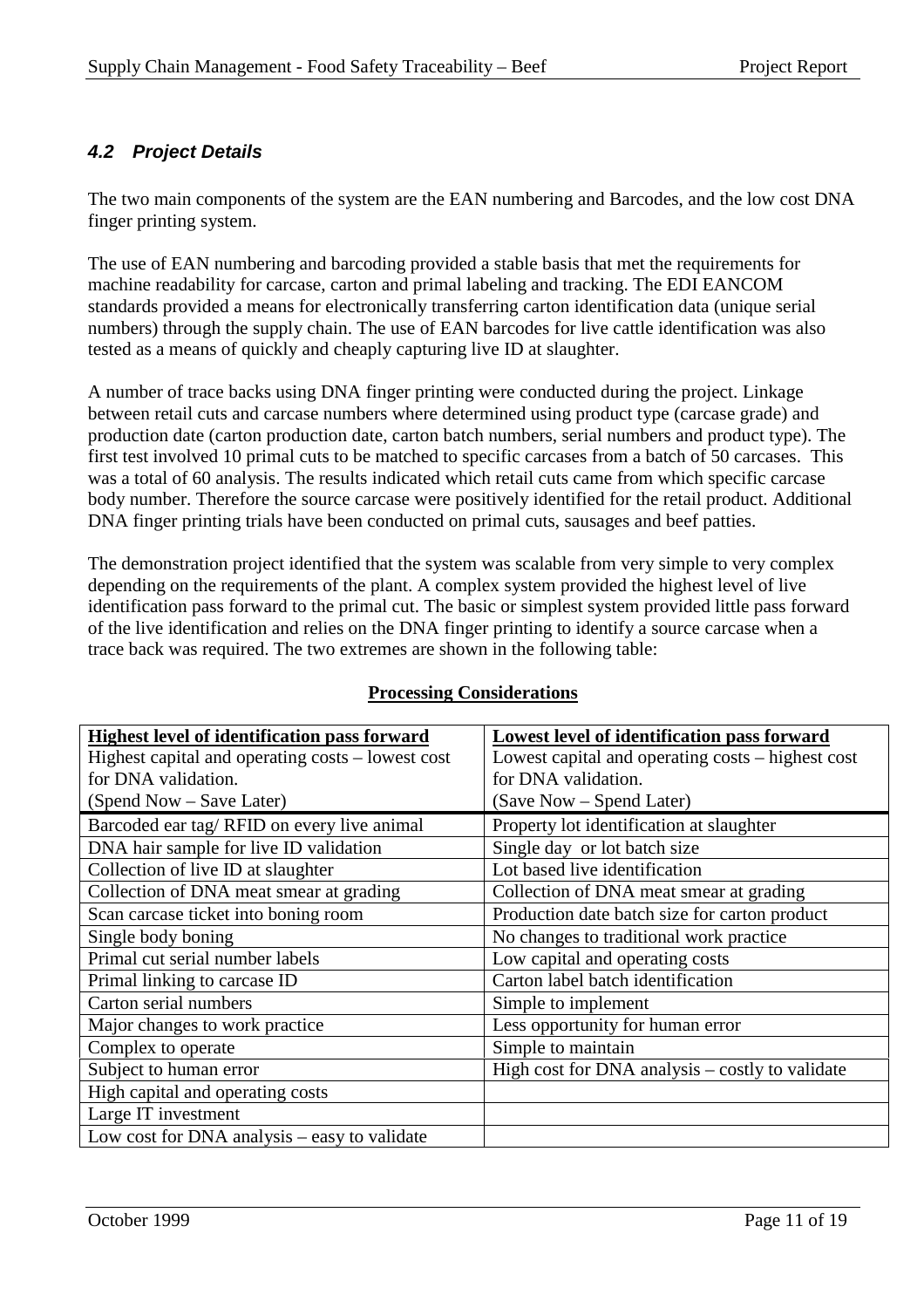### *4.2 Project Details*

The two main components of the system are the EAN numbering and Barcodes, and the low cost DNA finger printing system.

The use of EAN numbering and barcoding provided a stable basis that met the requirements for machine readability for carcase, carton and primal labeling and tracking. The EDI EANCOM standards provided a means for electronically transferring carton identification data (unique serial numbers) through the supply chain. The use of EAN barcodes for live cattle identification was also tested as a means of quickly and cheaply capturing live ID at slaughter.

A number of trace backs using DNA finger printing were conducted during the project. Linkage between retail cuts and carcase numbers where determined using product type (carcase grade) and production date (carton production date, carton batch numbers, serial numbers and product type). The first test involved 10 primal cuts to be matched to specific carcases from a batch of 50 carcases. This was a total of 60 analysis. The results indicated which retail cuts came from which specific carcase body number. Therefore the source carcase were positively identified for the retail product. Additional DNA finger printing trials have been conducted on primal cuts, sausages and beef patties.

The demonstration project identified that the system was scalable from very simple to very complex depending on the requirements of the plant. A complex system provided the highest level of live identification pass forward to the primal cut. The basic or simplest system provided little pass forward of the live identification and relies on the DNA finger printing to identify a source carcase when a trace back was required. The two extremes are shown in the following table:

**Processing Considerations**

| **Highest level of identification pass forward**<br>Highest capital and operating costs – lowest cost for DNA validation.<br>(Spend Now – Save Later) | **Lowest level of identification pass forward**<br>Lowest capital and operating costs – highest cost for DNA validation.<br>(Save Now – Spend Later) |
|---|---|
| Barcoded ear tag/ RFID on every live animal | Property lot identification at slaughter |
| DNA hair sample for live ID validation | Single day or lot batch size |
| Collection of live ID at slaughter | Lot based live identification |
| Collection of DNA meat smear at grading | Collection of DNA meat smear at grading |
| Scan carcase ticket into boning room | Production date batch size for carton product |
| Single body boning | No changes to traditional work practice |
| Primal cut serial number labels | Low capital and operating costs |
| Primal linking to carcase ID | Carton label batch identification |
| Carton serial numbers | Simple to implement |
| Major changes to work practice | Less opportunity for human error |
| Complex to operate | Simple to maintain |
| Subject to human error | High cost for DNA analysis – costly to validate |
| High capital and operating costs | |
| Large IT investment | |
| Low cost for DNA analysis – easy to validate | |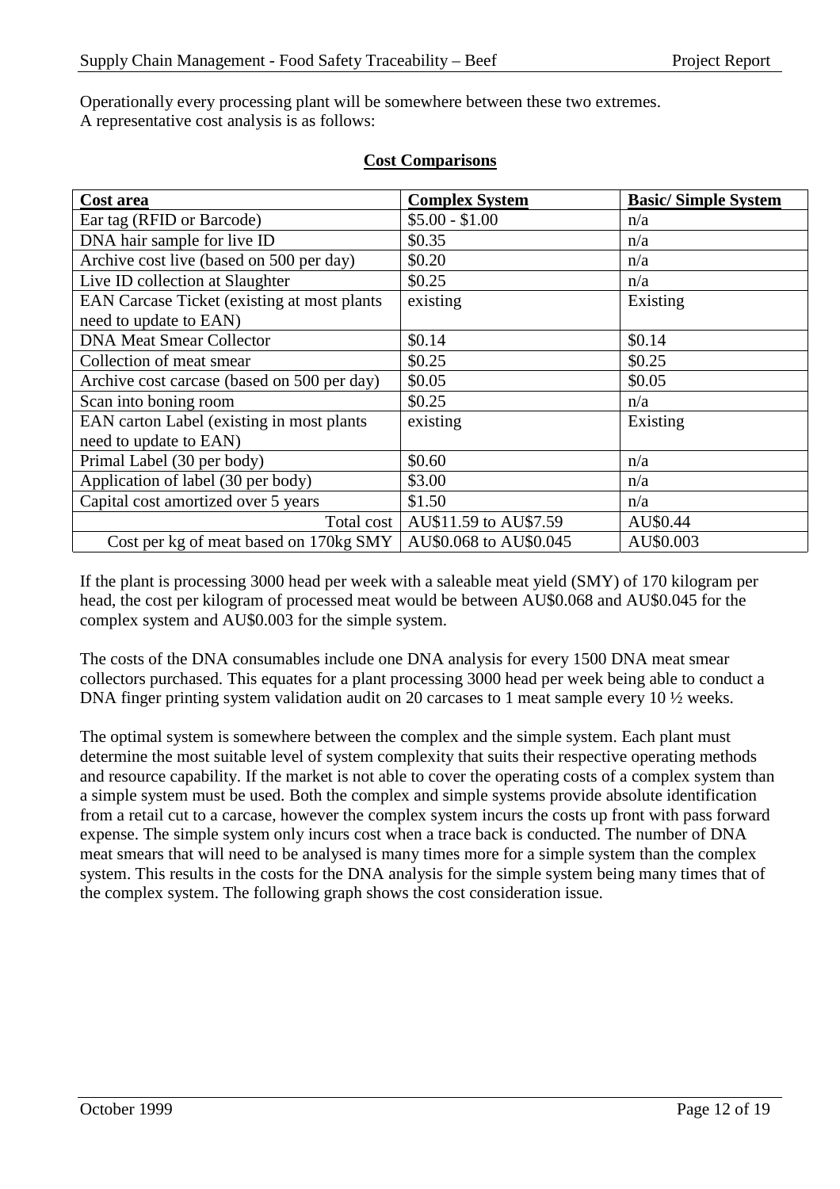Operationally every processing plant will be somewhere between these two extremes.
A representative cost analysis is as follows:

**Cost Comparisons**

| Cost area | Complex System | Basic/ Simple System |
|---|---|---|
| Ear tag (RFID or Barcode) | $5.00 - $1.00 | n/a |
| DNA hair sample for live ID | $0.35 | n/a |
| Archive cost live (based on 500 per day) | $0.20 | n/a |
| Live ID collection at Slaughter | $0.25 | n/a |
| EAN Carcase Ticket (existing at most plants need to update to EAN) | existing | Existing |
| DNA Meat Smear Collector | $0.14 | $0.14 |
| Collection of meat smear | $0.25 | $0.25 |
| Archive cost carcase (based on 500 per day) | $0.05 | $0.05 |
| Scan into boning room | $0.25 | n/a |
| EAN carton Label (existing in most plants need to update to EAN) | existing | Existing |
| Primal Label (30 per body) | $0.60 | n/a |
| Application of label (30 per body) | $3.00 | n/a |
| Capital cost amortized over 5 years | $1.50 | n/a |
| Total cost | AU$11.59 to AU$7.59 | AU$0.44 |
| Cost per kg of meat based on 170kg SMY | AU$0.068 to AU$0.045 | AU$0.003 |

If the plant is processing 3000 head per week with a saleable meat yield (SMY) of 170 kilogram per head, the cost per kilogram of processed meat would be between AU$0.068 and AU$0.045 for the complex system and AU$0.003 for the simple system.

The costs of the DNA consumables include one DNA analysis for every 1500 DNA meat smear collectors purchased. This equates for a plant processing 3000 head per week being able to conduct a DNA finger printing system validation audit on 20 carcases to 1 meat sample every 10 ½ weeks.

The optimal system is somewhere between the complex and the simple system. Each plant must determine the most suitable level of system complexity that suits their respective operating methods and resource capability. If the market is not able to cover the operating costs of a complex system than a simple system must be used. Both the complex and simple systems provide absolute identification from a retail cut to a carcase, however the complex system incurs the costs up front with pass forward expense. The simple system only incurs cost when a trace back is conducted. The number of DNA meat smears that will need to be analysed is many times more for a simple system than the complex system. This results in the costs for the DNA analysis for the simple system being many times that of the complex system. The following graph shows the cost consideration issue.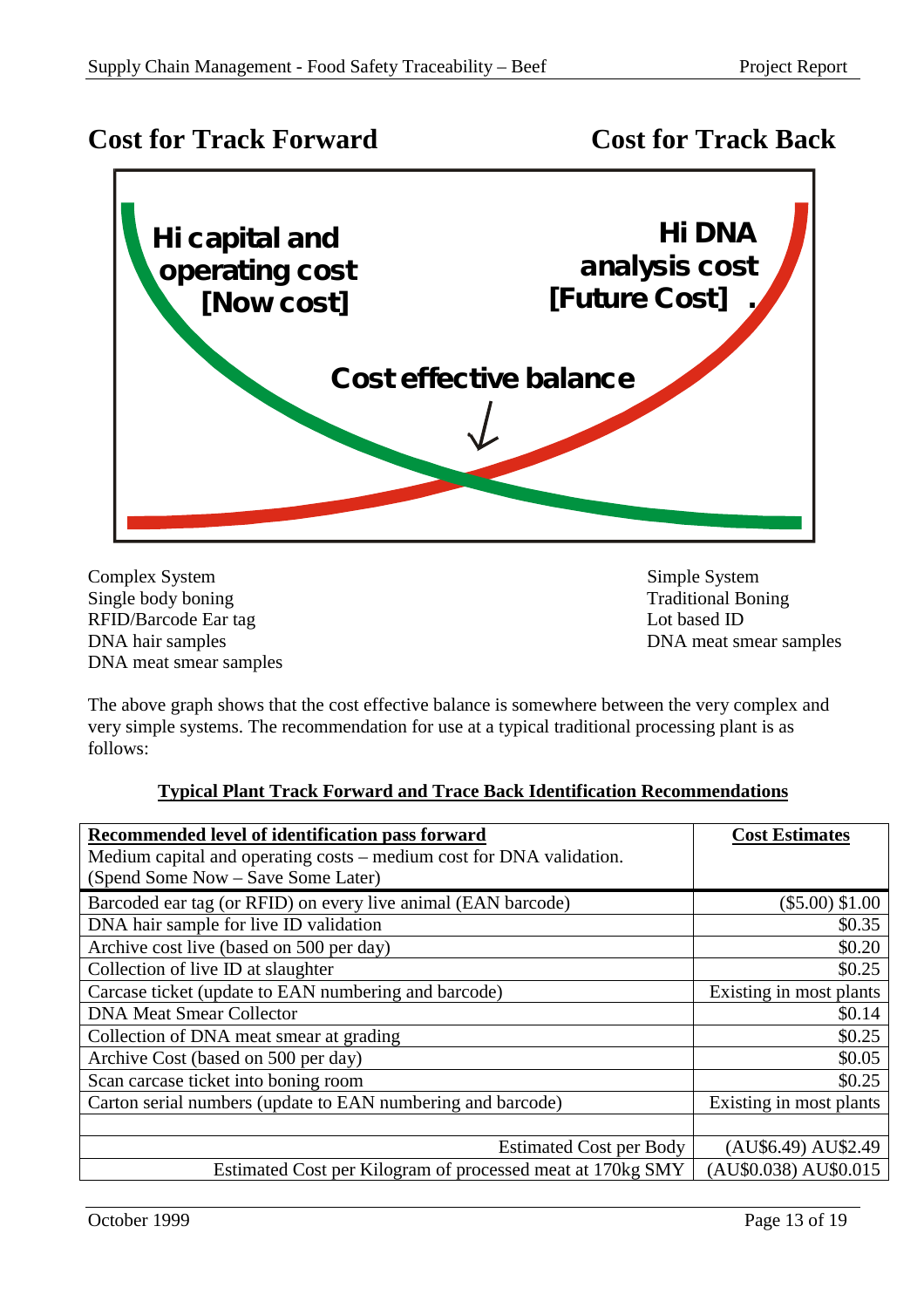## Cost for Track Forward

## Cost for Track Back

Hi capital and operating cost [Now cost]

Hi DNA analysis cost [Future Cost] .

Cost effective balance

Complex System
Single body boning
RFID/Barcode Ear tag
DNA hair samples
DNA meat smear samples

Simple System
Traditional Boning
Lot based ID
DNA meat smear samples

The above graph shows that the cost effective balance is somewhere between the very complex and very simple systems. The recommendation for use at a typical traditional processing plant is as follows:

**Typical Plant Track Forward and Trace Back Identification Recommendations**

| **Recommended level of identification pass forward**<br>Medium capital and operating costs – medium cost for DNA validation.<br>(Spend Some Now – Save Some Later) | **Cost Estimates** |
|---|---|
| Barcoded ear tag (or RFID) on every live animal (EAN barcode) | ($5.00) $1.00 |
| DNA hair sample for live ID validation | $0.35 |
| Archive cost live (based on 500 per day) | $0.20 |
| Collection of live ID at slaughter | $0.25 |
| Carcase ticket (update to EAN numbering and barcode) | Existing in most plants |
| DNA Meat Smear Collector | $0.14 |
| Collection of DNA meat smear at grading | $0.25 |
| Archive Cost (based on 500 per day) | $0.05 |
| Scan carcase ticket into boning room | $0.25 |
| Carton serial numbers (update to EAN numbering and barcode) | Existing in most plants |
| | |
| Estimated Cost per Body | (AU$6.49) AU$2.49 |
| Estimated Cost per Kilogram of processed meat at 170kg SMY | (AU$0.038) AU$0.015 |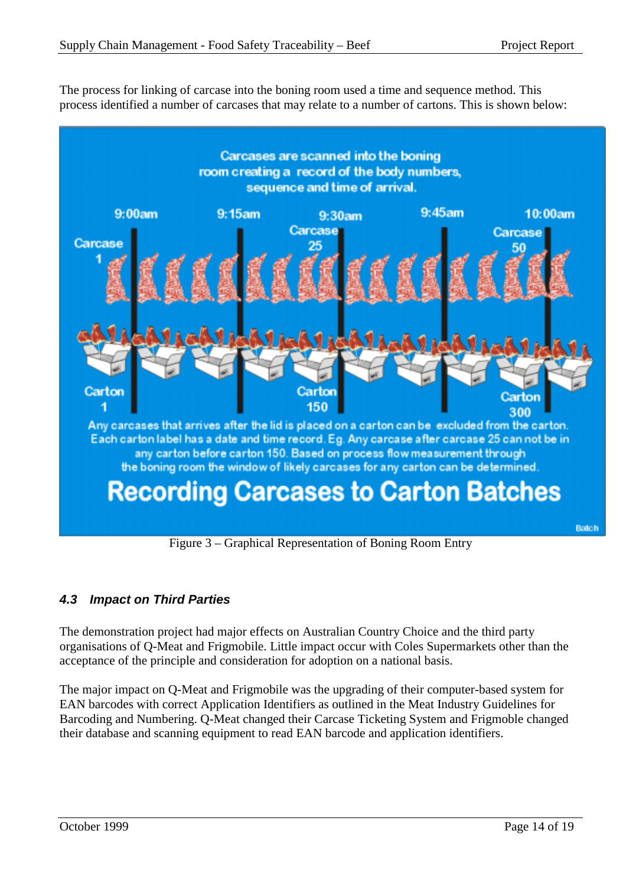The process for linking of carcase into the boning room used a time and sequence method. This process identified a number of carcases that may relate to a number of cartons. This is shown below:

Carcases are scanned into the boning room creating a record of the body numbers, sequence and time of arrival.

9:00am 9:15am 9:30am 9:45am 10:00am

Carcase 1 Carcase 25 Carcase 50

Carton 1 Carton 150 Carton 300

Any carcases that arrives after the lid is placed on a carton can be excluded from the carton. Each carton label has a date and time record. Eg. Any carcase after carcase 25 can not be in any carton before carton 150. Based on process flow measurement through the boning room the window of likely carcases for any carton can be determined.

**Recording Carcases to Carton Batches**

Batch

Figure 3 – Graphical Representation of Boning Room Entry

### *4.3 Impact on Third Parties*

The demonstration project had major effects on Australian Country Choice and the third party organisations of Q-Meat and Frigmobile. Little impact occur with Coles Supermarkets other than the acceptance of the principle and consideration for adoption on a national basis.

The major impact on Q-Meat and Frigmobile was the upgrading of their computer-based system for EAN barcodes with correct Application Identifiers as outlined in the Meat Industry Guidelines for Barcoding and Numbering. Q-Meat changed their Carcase Ticketing System and Frigmoble changed their database and scanning equipment to read EAN barcode and application identifiers.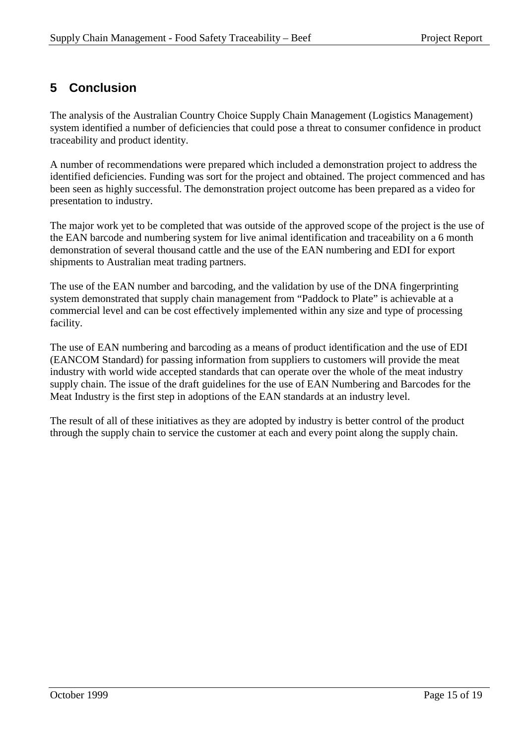# 5 Conclusion

The analysis of the Australian Country Choice Supply Chain Management (Logistics Management) system identified a number of deficiencies that could pose a threat to consumer confidence in product traceability and product identity.

A number of recommendations were prepared which included a demonstration project to address the identified deficiencies. Funding was sort for the project and obtained. The project commenced and has been seen as highly successful. The demonstration project outcome has been prepared as a video for presentation to industry.

The major work yet to be completed that was outside of the approved scope of the project is the use of the EAN barcode and numbering system for live animal identification and traceability on a 6 month demonstration of several thousand cattle and the use of the EAN numbering and EDI for export shipments to Australian meat trading partners.

The use of the EAN number and barcoding, and the validation by use of the DNA fingerprinting system demonstrated that supply chain management from "Paddock to Plate" is achievable at a commercial level and can be cost effectively implemented within any size and type of processing facility.

The use of EAN numbering and barcoding as a means of product identification and the use of EDI (EANCOM Standard) for passing information from suppliers to customers will provide the meat industry with world wide accepted standards that can operate over the whole of the meat industry supply chain. The issue of the draft guidelines for the use of EAN Numbering and Barcodes for the Meat Industry is the first step in adoptions of the EAN standards at an industry level.

The result of all of these initiatives as they are adopted by industry is better control of the product through the supply chain to service the customer at each and every point along the supply chain.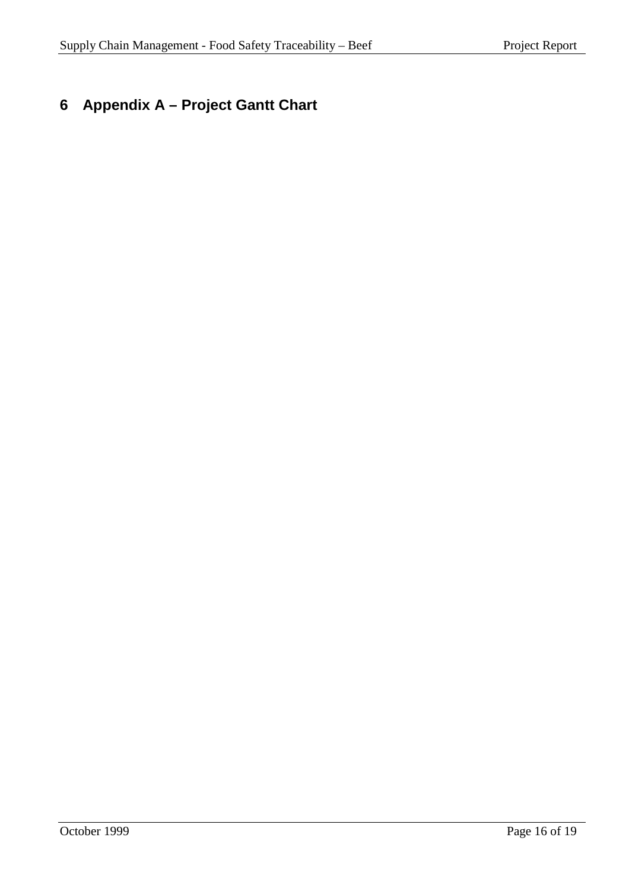# 6 Appendix A – Project Gantt Chart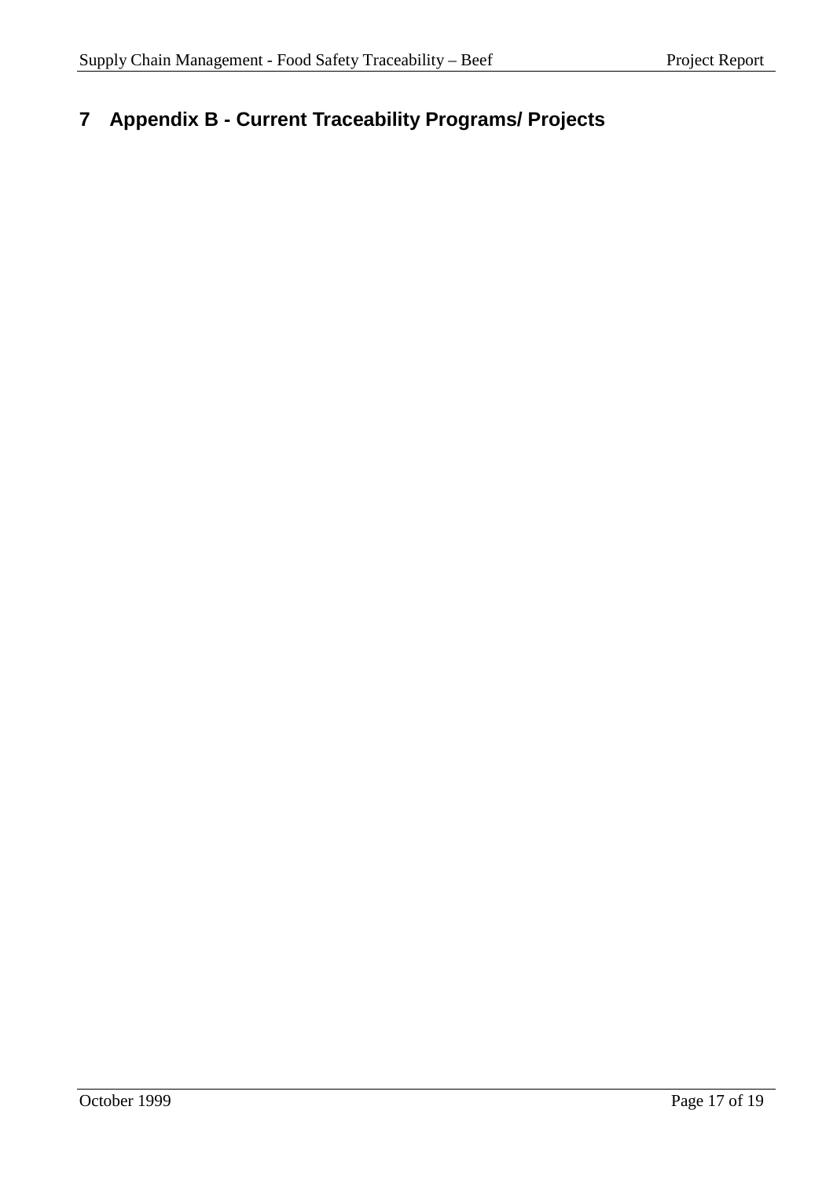# 7 Appendix B - Current Traceability Programs/ Projects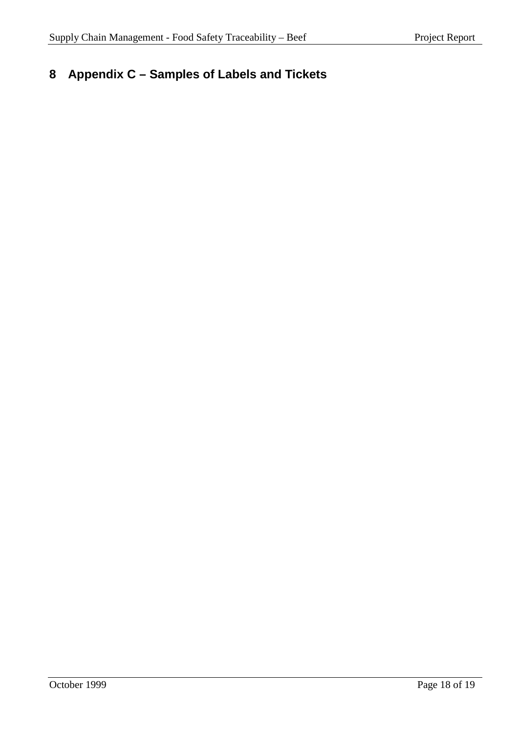# 8 Appendix C – Samples of Labels and Tickets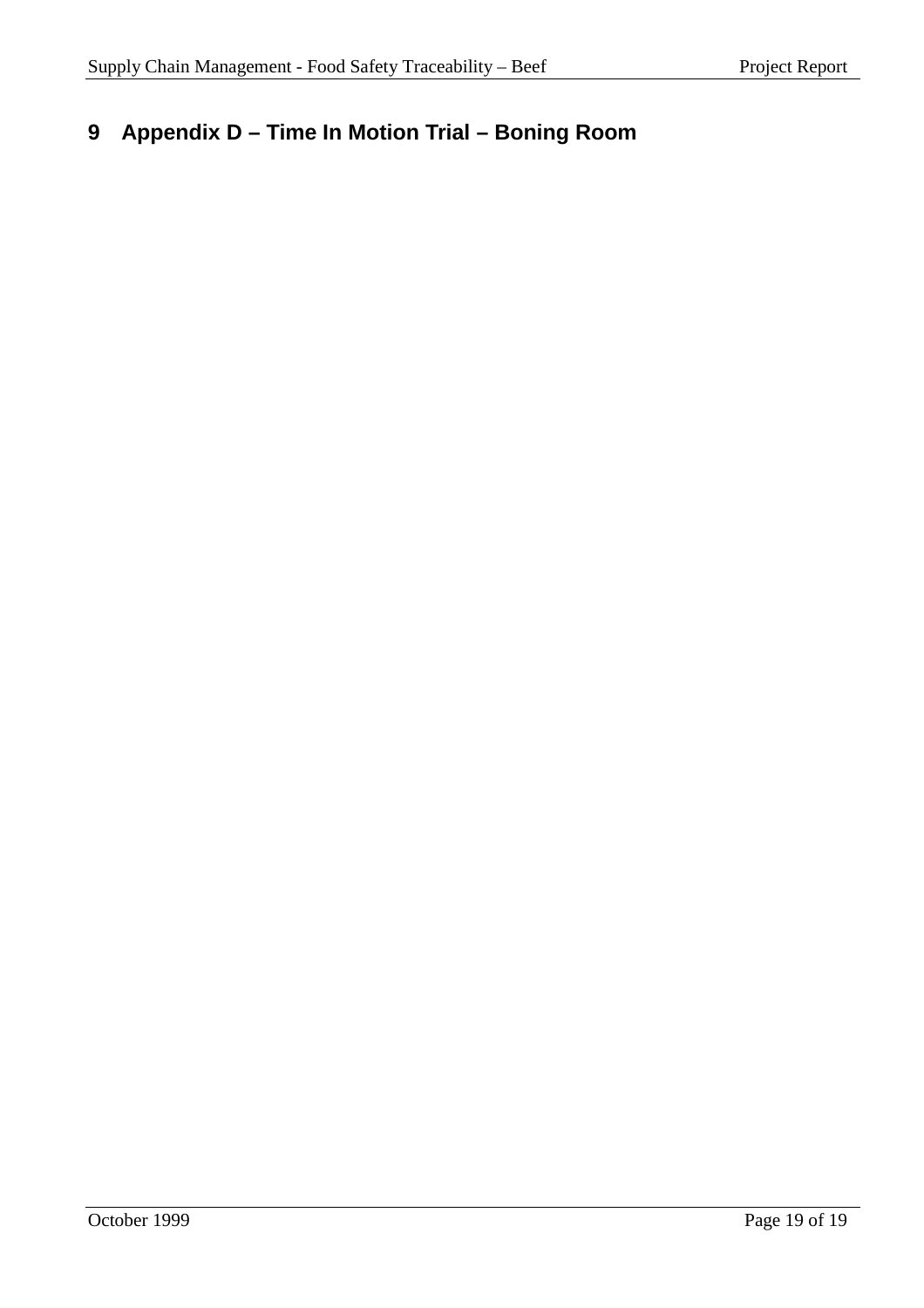# 9 Appendix D – Time In Motion Trial – Boning Room